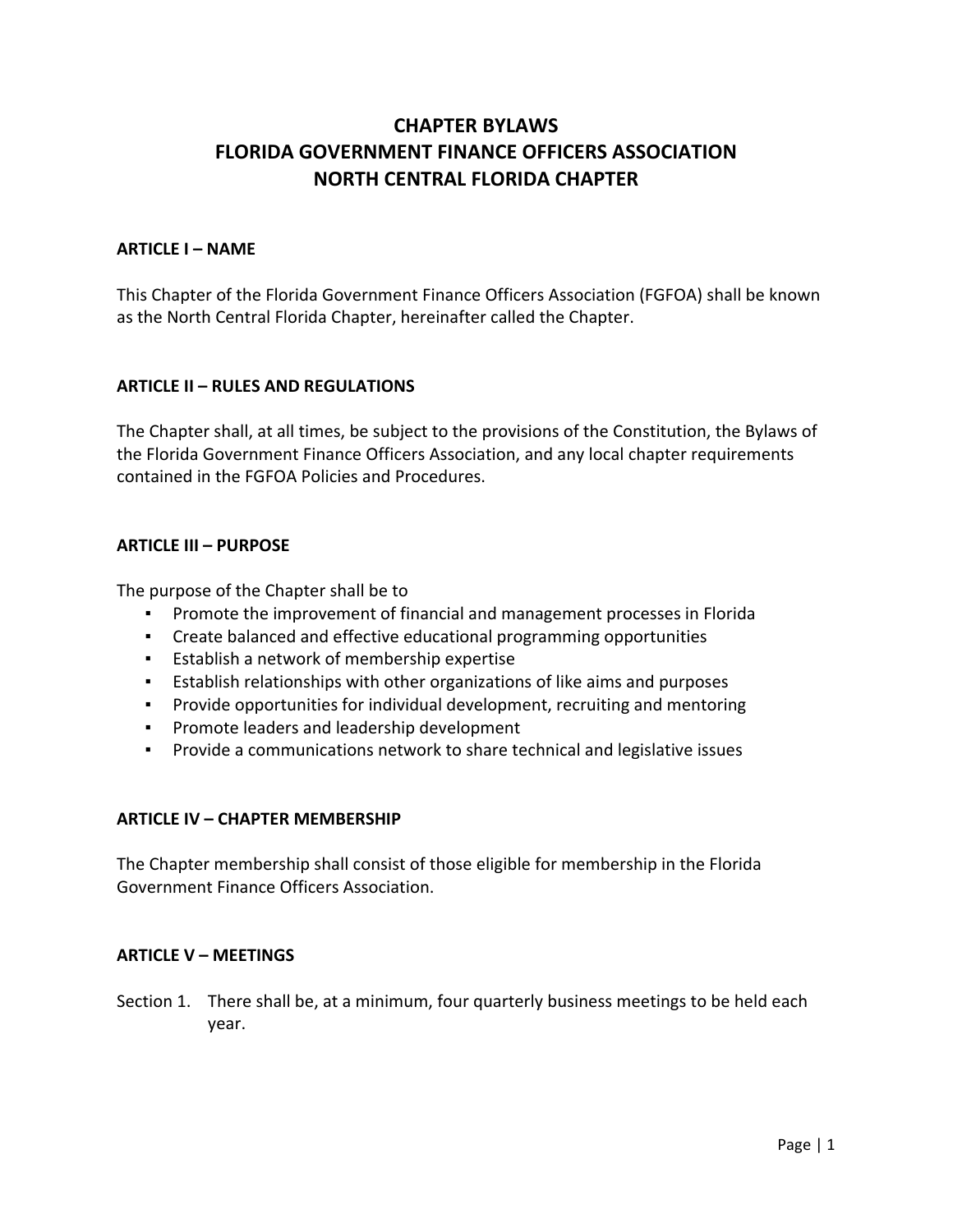# CHAPTER BYLAWS
# FLORIDA GOVERNMENT FINANCE OFFICERS ASSOCIATION
# NORTH CENTRAL FLORIDA CHAPTER

## ARTICLE I – NAME

This Chapter of the Florida Government Finance Officers Association (FGFOA) shall be known as the North Central Florida Chapter, hereinafter called the Chapter.

## ARTICLE II – RULES AND REGULATIONS

The Chapter shall, at all times, be subject to the provisions of the Constitution, the Bylaws of the Florida Government Finance Officers Association, and any local chapter requirements contained in the FGFOA Policies and Procedures.

## ARTICLE III – PURPOSE

The purpose of the Chapter shall be to

- Promote the improvement of financial and management processes in Florida
- Create balanced and effective educational programming opportunities
- Establish a network of membership expertise
- Establish relationships with other organizations of like aims and purposes
- Provide opportunities for individual development, recruiting and mentoring
- Promote leaders and leadership development
- Provide a communications network to share technical and legislative issues

## ARTICLE IV – CHAPTER MEMBERSHIP

The Chapter membership shall consist of those eligible for membership in the Florida Government Finance Officers Association.

## ARTICLE V – MEETINGS

Section 1. There shall be, at a minimum, four quarterly business meetings to be held each year.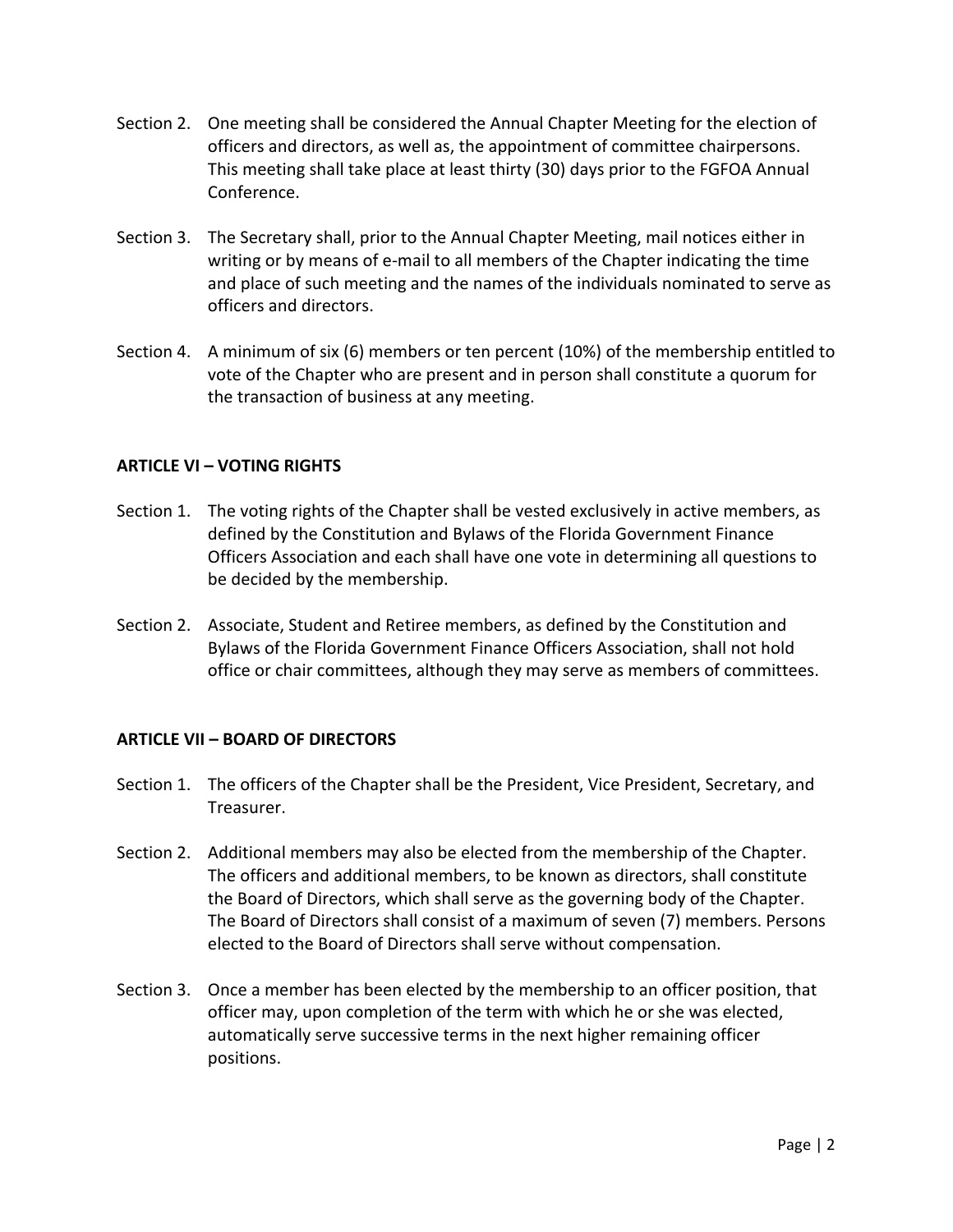Section 2. One meeting shall be considered the Annual Chapter Meeting for the election of officers and directors, as well as, the appointment of committee chairpersons. This meeting shall take place at least thirty (30) days prior to the FGFOA Annual Conference.

Section 3. The Secretary shall, prior to the Annual Chapter Meeting, mail notices either in writing or by means of e-mail to all members of the Chapter indicating the time and place of such meeting and the names of the individuals nominated to serve as officers and directors.

Section 4. A minimum of six (6) members or ten percent (10%) of the membership entitled to vote of the Chapter who are present and in person shall constitute a quorum for the transaction of business at any meeting.

## ARTICLE VI – VOTING RIGHTS

Section 1. The voting rights of the Chapter shall be vested exclusively in active members, as defined by the Constitution and Bylaws of the Florida Government Finance Officers Association and each shall have one vote in determining all questions to be decided by the membership.

Section 2. Associate, Student and Retiree members, as defined by the Constitution and Bylaws of the Florida Government Finance Officers Association, shall not hold office or chair committees, although they may serve as members of committees.

## ARTICLE VII – BOARD OF DIRECTORS

Section 1. The officers of the Chapter shall be the President, Vice President, Secretary, and Treasurer.

Section 2. Additional members may also be elected from the membership of the Chapter. The officers and additional members, to be known as directors, shall constitute the Board of Directors, which shall serve as the governing body of the Chapter. The Board of Directors shall consist of a maximum of seven (7) members. Persons elected to the Board of Directors shall serve without compensation.

Section 3. Once a member has been elected by the membership to an officer position, that officer may, upon completion of the term with which he or she was elected, automatically serve successive terms in the next higher remaining officer positions.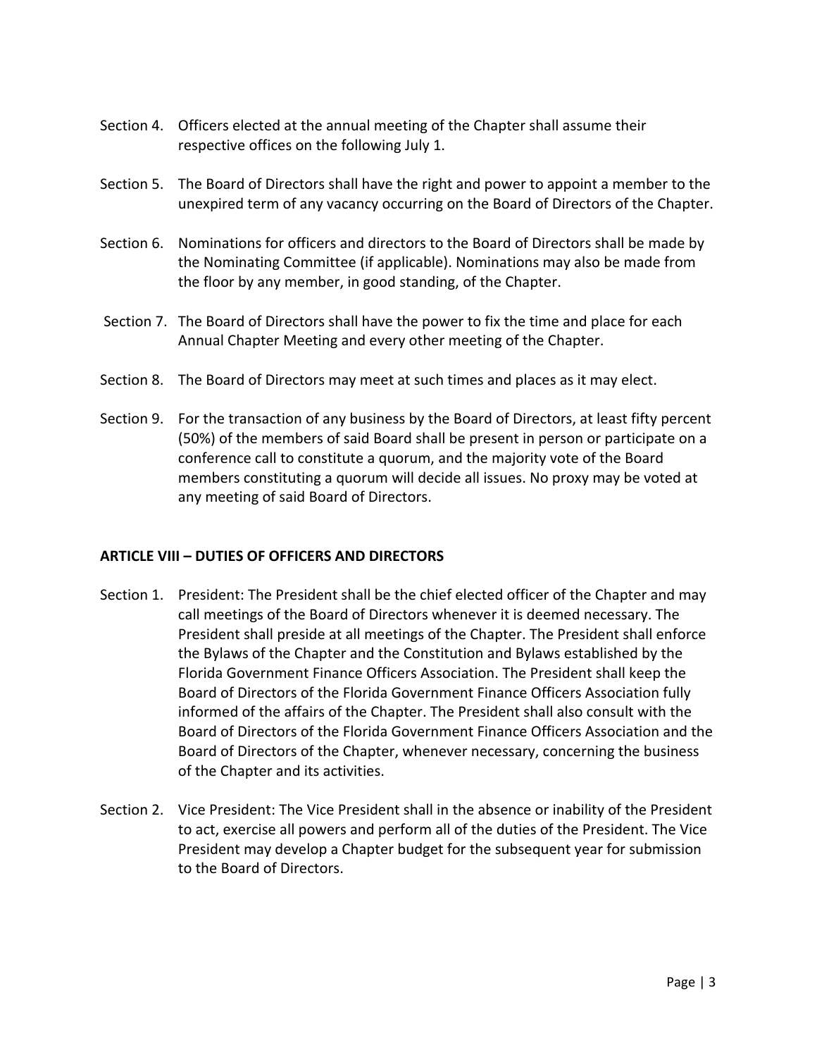Section 4. Officers elected at the annual meeting of the Chapter shall assume their respective offices on the following July 1.

Section 5. The Board of Directors shall have the right and power to appoint a member to the unexpired term of any vacancy occurring on the Board of Directors of the Chapter.

Section 6. Nominations for officers and directors to the Board of Directors shall be made by the Nominating Committee (if applicable). Nominations may also be made from the floor by any member, in good standing, of the Chapter.

Section 7. The Board of Directors shall have the power to fix the time and place for each Annual Chapter Meeting and every other meeting of the Chapter.

Section 8. The Board of Directors may meet at such times and places as it may elect.

Section 9. For the transaction of any business by the Board of Directors, at least fifty percent (50%) of the members of said Board shall be present in person or participate on a conference call to constitute a quorum, and the majority vote of the Board members constituting a quorum will decide all issues. No proxy may be voted at any meeting of said Board of Directors.

**ARTICLE VIII – DUTIES OF OFFICERS AND DIRECTORS**

Section 1. President: The President shall be the chief elected officer of the Chapter and may call meetings of the Board of Directors whenever it is deemed necessary. The President shall preside at all meetings of the Chapter. The President shall enforce the Bylaws of the Chapter and the Constitution and Bylaws established by the Florida Government Finance Officers Association. The President shall keep the Board of Directors of the Florida Government Finance Officers Association fully informed of the affairs of the Chapter. The President shall also consult with the Board of Directors of the Florida Government Finance Officers Association and the Board of Directors of the Chapter, whenever necessary, concerning the business of the Chapter and its activities.

Section 2. Vice President: The Vice President shall in the absence or inability of the President to act, exercise all powers and perform all of the duties of the President. The Vice President may develop a Chapter budget for the subsequent year for submission to the Board of Directors.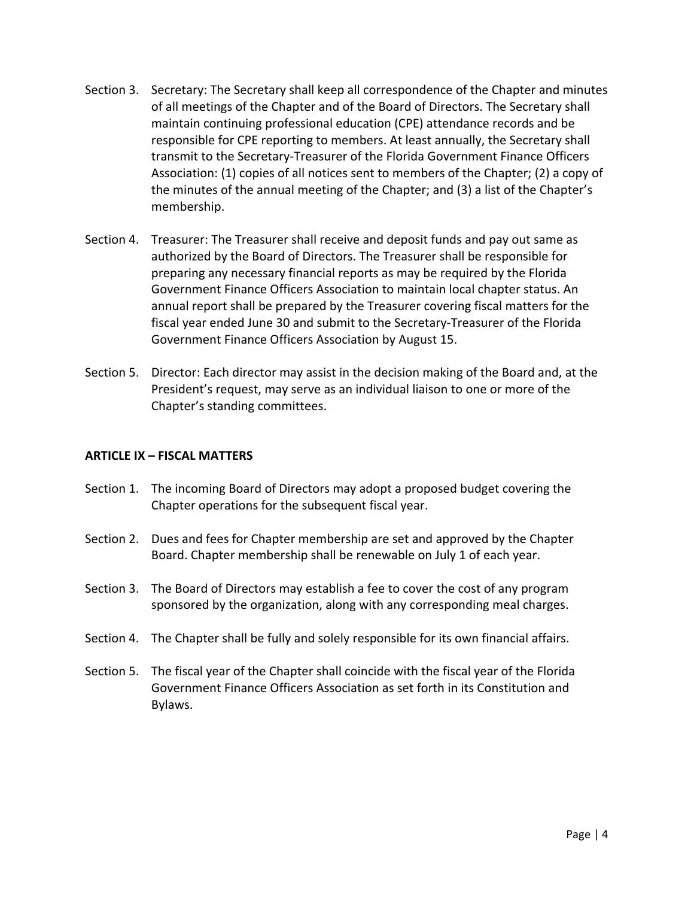Section 3. Secretary: The Secretary shall keep all correspondence of the Chapter and minutes of all meetings of the Chapter and of the Board of Directors. The Secretary shall maintain continuing professional education (CPE) attendance records and be responsible for CPE reporting to members. At least annually, the Secretary shall transmit to the Secretary-Treasurer of the Florida Government Finance Officers Association: (1) copies of all notices sent to members of the Chapter; (2) a copy of the minutes of the annual meeting of the Chapter; and (3) a list of the Chapter's membership.

Section 4. Treasurer: The Treasurer shall receive and deposit funds and pay out same as authorized by the Board of Directors. The Treasurer shall be responsible for preparing any necessary financial reports as may be required by the Florida Government Finance Officers Association to maintain local chapter status. An annual report shall be prepared by the Treasurer covering fiscal matters for the fiscal year ended June 30 and submit to the Secretary-Treasurer of the Florida Government Finance Officers Association by August 15.

Section 5. Director: Each director may assist in the decision making of the Board and, at the President's request, may serve as an individual liaison to one or more of the Chapter's standing committees.

## ARTICLE IX – FISCAL MATTERS

Section 1. The incoming Board of Directors may adopt a proposed budget covering the Chapter operations for the subsequent fiscal year.

Section 2. Dues and fees for Chapter membership are set and approved by the Chapter Board. Chapter membership shall be renewable on July 1 of each year.

Section 3. The Board of Directors may establish a fee to cover the cost of any program sponsored by the organization, along with any corresponding meal charges.

Section 4. The Chapter shall be fully and solely responsible for its own financial affairs.

Section 5. The fiscal year of the Chapter shall coincide with the fiscal year of the Florida Government Finance Officers Association as set forth in its Constitution and Bylaws.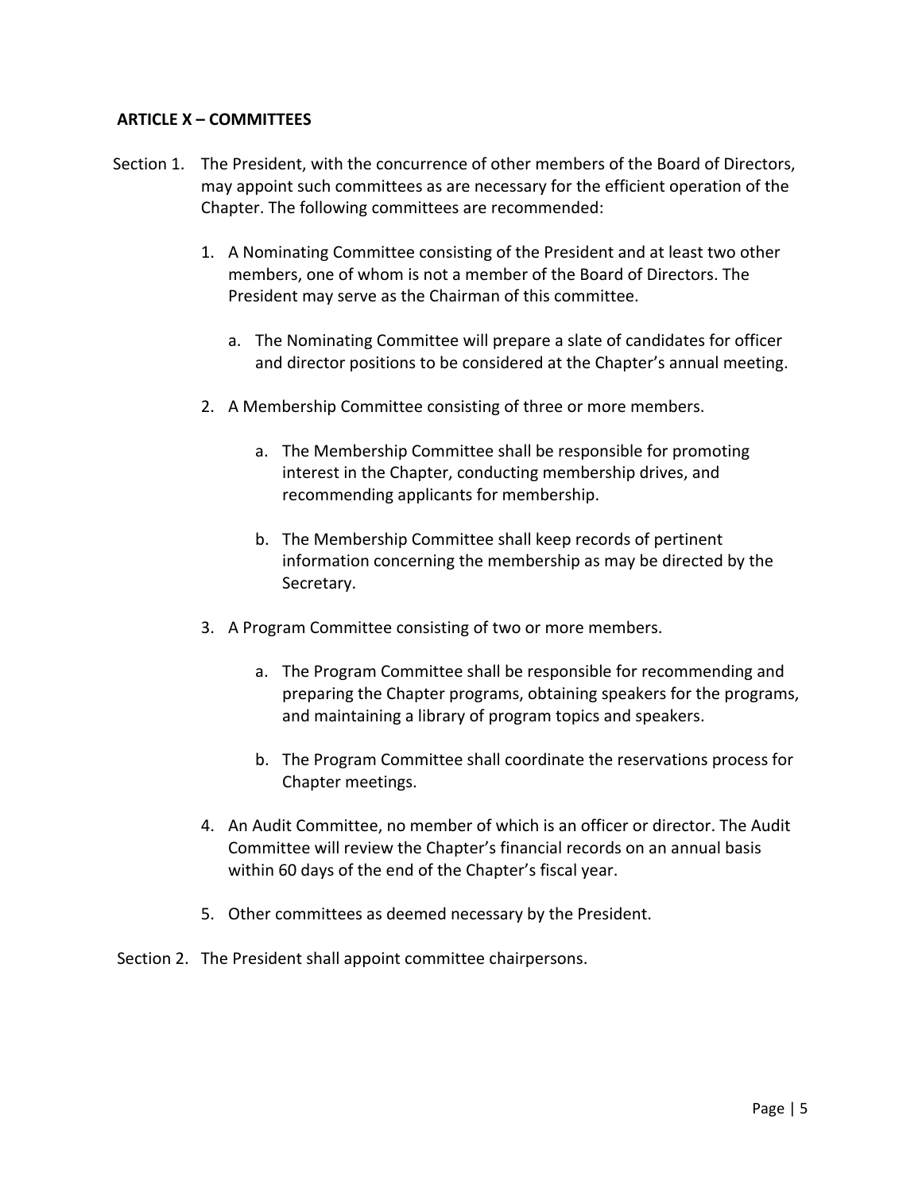**ARTICLE X – COMMITTEES**

Section 1. The President, with the concurrence of other members of the Board of Directors, may appoint such committees as are necessary for the efficient operation of the Chapter. The following committees are recommended:

1. A Nominating Committee consisting of the President and at least two other members, one of whom is not a member of the Board of Directors. The President may serve as the Chairman of this committee.

   a. The Nominating Committee will prepare a slate of candidates for officer and director positions to be considered at the Chapter's annual meeting.

2. A Membership Committee consisting of three or more members.

   a. The Membership Committee shall be responsible for promoting interest in the Chapter, conducting membership drives, and recommending applicants for membership.

   b. The Membership Committee shall keep records of pertinent information concerning the membership as may be directed by the Secretary.

3. A Program Committee consisting of two or more members.

   a. The Program Committee shall be responsible for recommending and preparing the Chapter programs, obtaining speakers for the programs, and maintaining a library of program topics and speakers.

   b. The Program Committee shall coordinate the reservations process for Chapter meetings.

4. An Audit Committee, no member of which is an officer or director. The Audit Committee will review the Chapter's financial records on an annual basis within 60 days of the end of the Chapter's fiscal year.

5. Other committees as deemed necessary by the President.

Section 2. The President shall appoint committee chairpersons.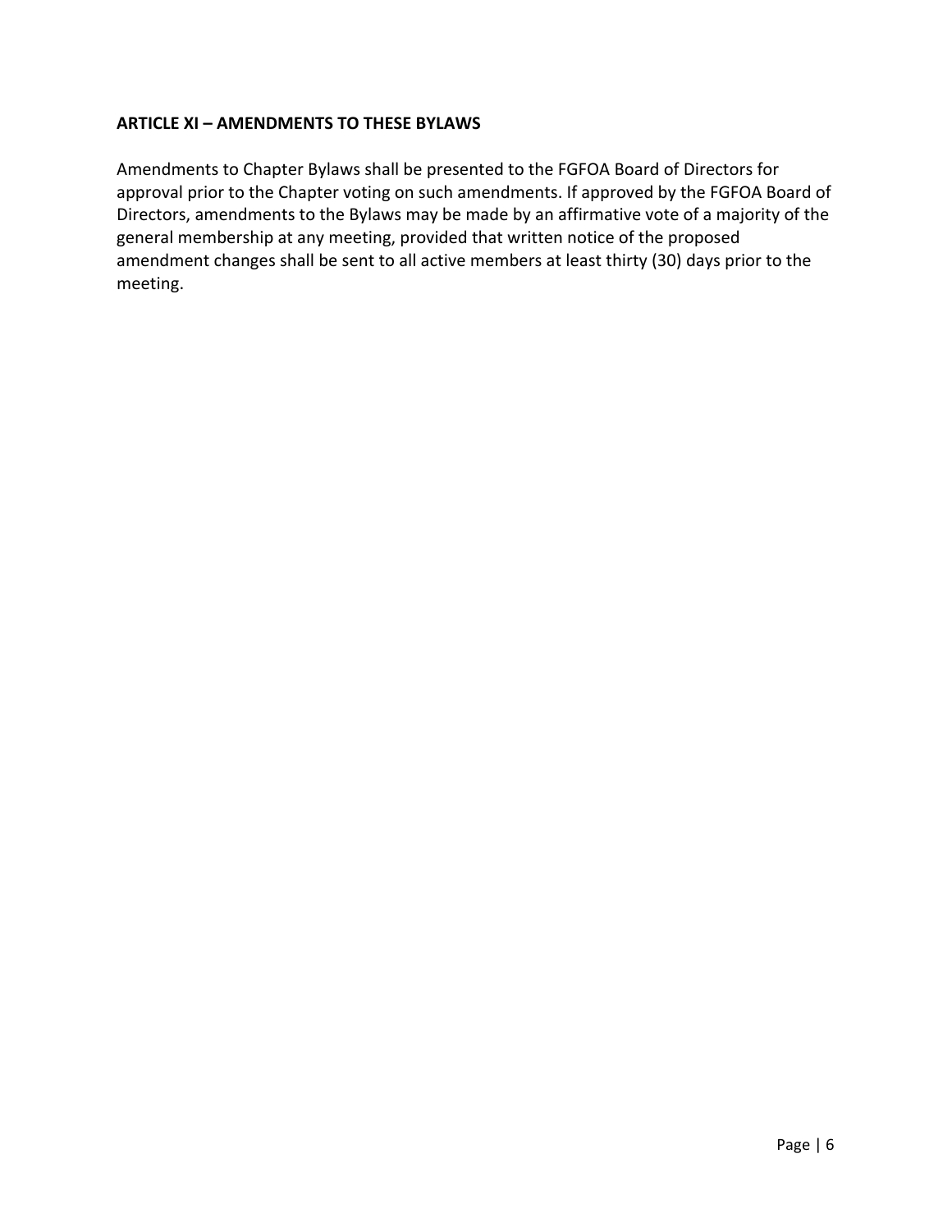## ARTICLE XI – AMENDMENTS TO THESE BYLAWS

Amendments to Chapter Bylaws shall be presented to the FGFOA Board of Directors for approval prior to the Chapter voting on such amendments. If approved by the FGFOA Board of Directors, amendments to the Bylaws may be made by an affirmative vote of a majority of the general membership at any meeting, provided that written notice of the proposed amendment changes shall be sent to all active members at least thirty (30) days prior to the meeting.